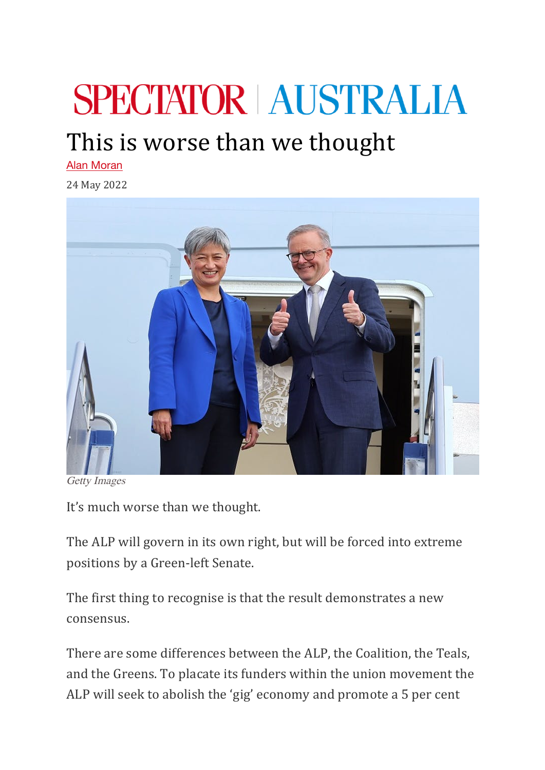# SPECTATOR | AUSTRALIA

## This is worse than we thought

Alan Moran

24 May 2022

*Getty Images*

It's much worse than we thought.

The ALP will govern in its own right, but will be forced into extreme positions by a Green-left Senate.

The first thing to recognise is that the result demonstrates a new consensus.

There are some differences between the ALP, the Coalition, the Teals, and the Greens. To placate its funders within the union movement the ALP will seek to abolish the 'gig' economy and promote a 5 per cent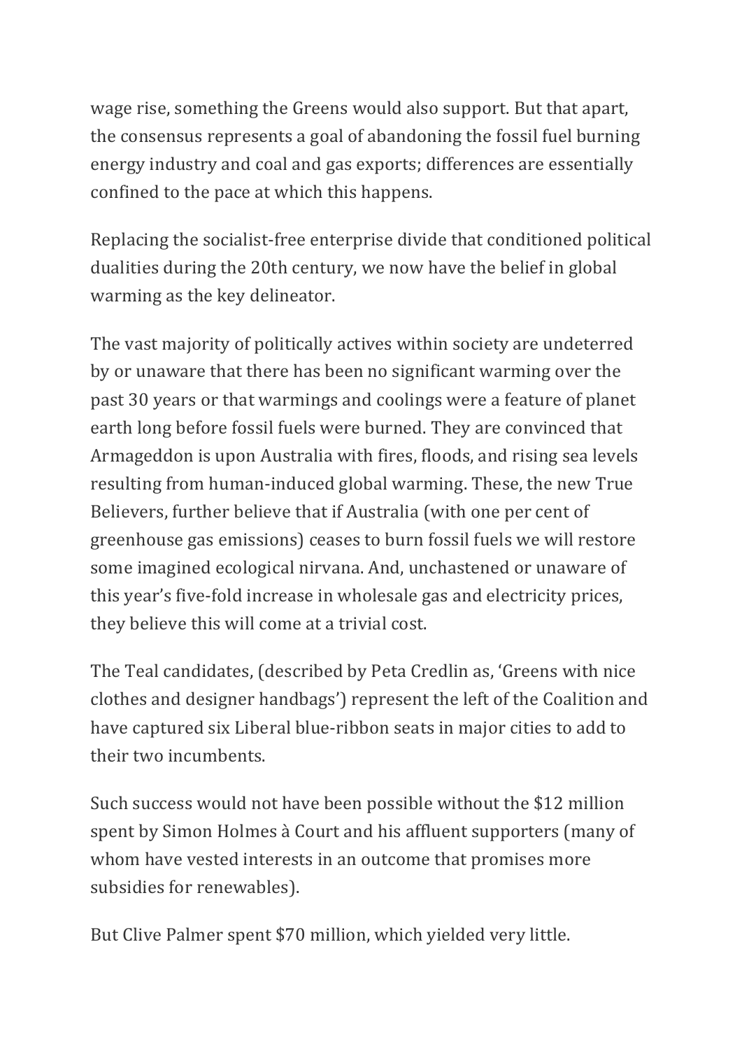wage rise, something the Greens would also support. But that apart, the consensus represents a goal of abandoning the fossil fuel burning energy industry and coal and gas exports; differences are essentially confined to the pace at which this happens.

Replacing the socialist-free enterprise divide that conditioned political dualities during the 20th century, we now have the belief in global warming as the key delineator.

The vast majority of politically actives within society are undeterred by or unaware that there has been no significant warming over the past 30 years or that warmings and coolings were a feature of planet earth long before fossil fuels were burned. They are convinced that Armageddon is upon Australia with fires, floods, and rising sea levels resulting from human-induced global warming. These, the new True Believers, further believe that if Australia (with one per cent of greenhouse gas emissions) ceases to burn fossil fuels we will restore some imagined ecological nirvana. And, unchastened or unaware of this year's five-fold increase in wholesale gas and electricity prices, they believe this will come at a trivial cost.

The Teal candidates, (described by Peta Credlin as, 'Greens with nice clothes and designer handbags') represent the left of the Coalition and have captured six Liberal blue-ribbon seats in major cities to add to their two incumbents.

Such success would not have been possible without the $12 million spent by Simon Holmes à Court and his affluent supporters (many of whom have vested interests in an outcome that promises more subsidies for renewables).

But Clive Palmer spent $70 million, which yielded very little.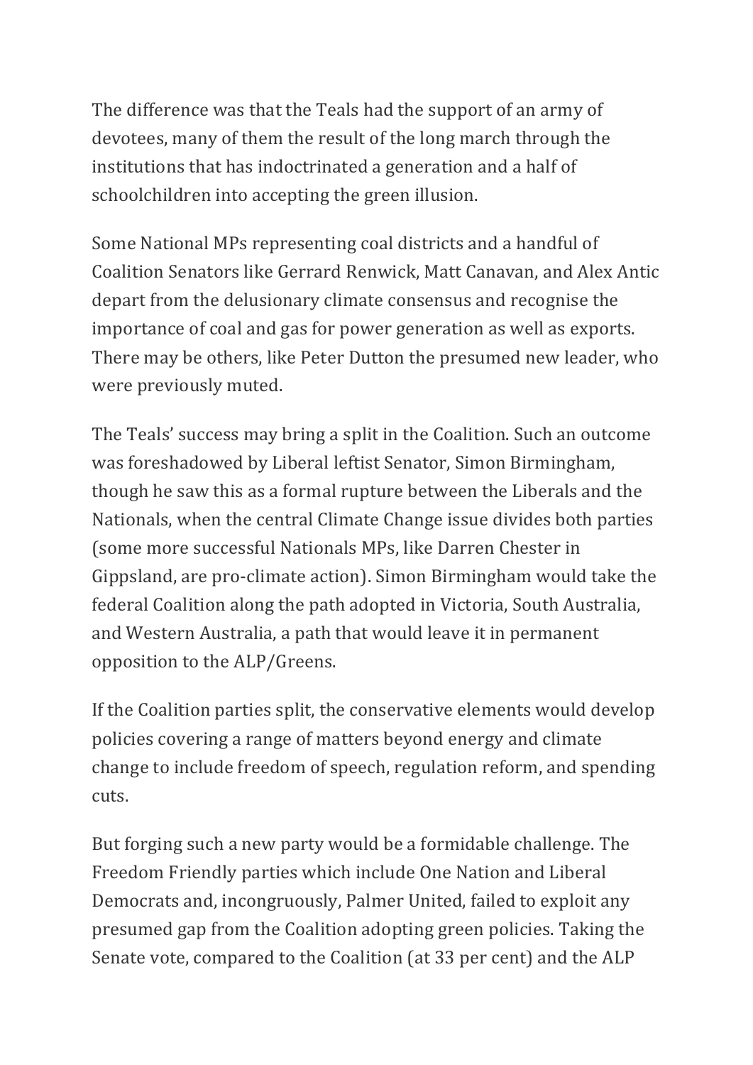The difference was that the Teals had the support of an army of devotees, many of them the result of the long march through the institutions that has indoctrinated a generation and a half of schoolchildren into accepting the green illusion.

Some National MPs representing coal districts and a handful of Coalition Senators like Gerrard Renwick, Matt Canavan, and Alex Antic depart from the delusionary climate consensus and recognise the importance of coal and gas for power generation as well as exports. There may be others, like Peter Dutton the presumed new leader, who were previously muted.

The Teals' success may bring a split in the Coalition. Such an outcome was foreshadowed by Liberal leftist Senator, Simon Birmingham, though he saw this as a formal rupture between the Liberals and the Nationals, when the central Climate Change issue divides both parties (some more successful Nationals MPs, like Darren Chester in Gippsland, are pro-climate action). Simon Birmingham would take the federal Coalition along the path adopted in Victoria, South Australia, and Western Australia, a path that would leave it in permanent opposition to the ALP/Greens.

If the Coalition parties split, the conservative elements would develop policies covering a range of matters beyond energy and climate change to include freedom of speech, regulation reform, and spending cuts.

But forging such a new party would be a formidable challenge. The Freedom Friendly parties which include One Nation and Liberal Democrats and, incongruously, Palmer United, failed to exploit any presumed gap from the Coalition adopting green policies. Taking the Senate vote, compared to the Coalition (at 33 per cent) and the ALP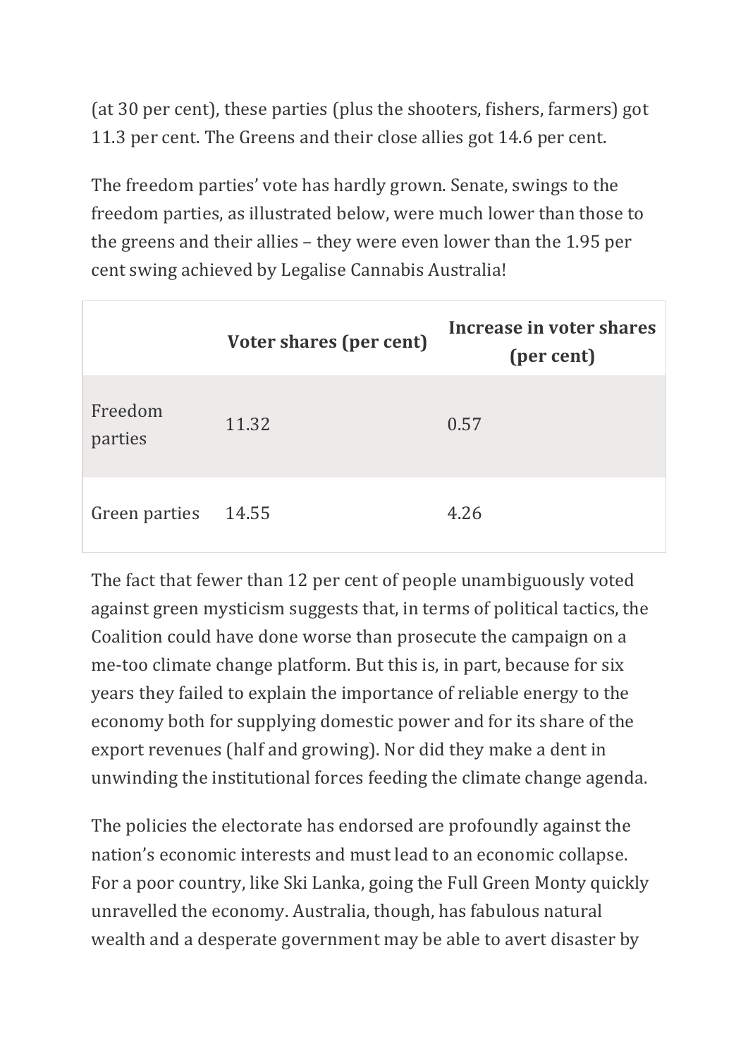(at 30 per cent), these parties (plus the shooters, fishers, farmers) got 11.3 per cent. The Greens and their close allies got 14.6 per cent.

The freedom parties' vote has hardly grown. Senate, swings to the freedom parties, as illustrated below, were much lower than those to the greens and their allies – they were even lower than the 1.95 per cent swing achieved by Legalise Cannabis Australia!

| | **Voter shares (per cent)** | **Increase in voter shares (per cent)** |
|---|---|---|
| Freedom parties | 11.32 | 0.57 |
| Green parties | 14.55 | 4.26 |

The fact that fewer than 12 per cent of people unambiguously voted against green mysticism suggests that, in terms of political tactics, the Coalition could have done worse than prosecute the campaign on a me-too climate change platform. But this is, in part, because for six years they failed to explain the importance of reliable energy to the economy both for supplying domestic power and for its share of the export revenues (half and growing). Nor did they make a dent in unwinding the institutional forces feeding the climate change agenda.

The policies the electorate has endorsed are profoundly against the nation's economic interests and must lead to an economic collapse. For a poor country, like Ski Lanka, going the Full Green Monty quickly unravelled the economy. Australia, though, has fabulous natural wealth and a desperate government may be able to avert disaster by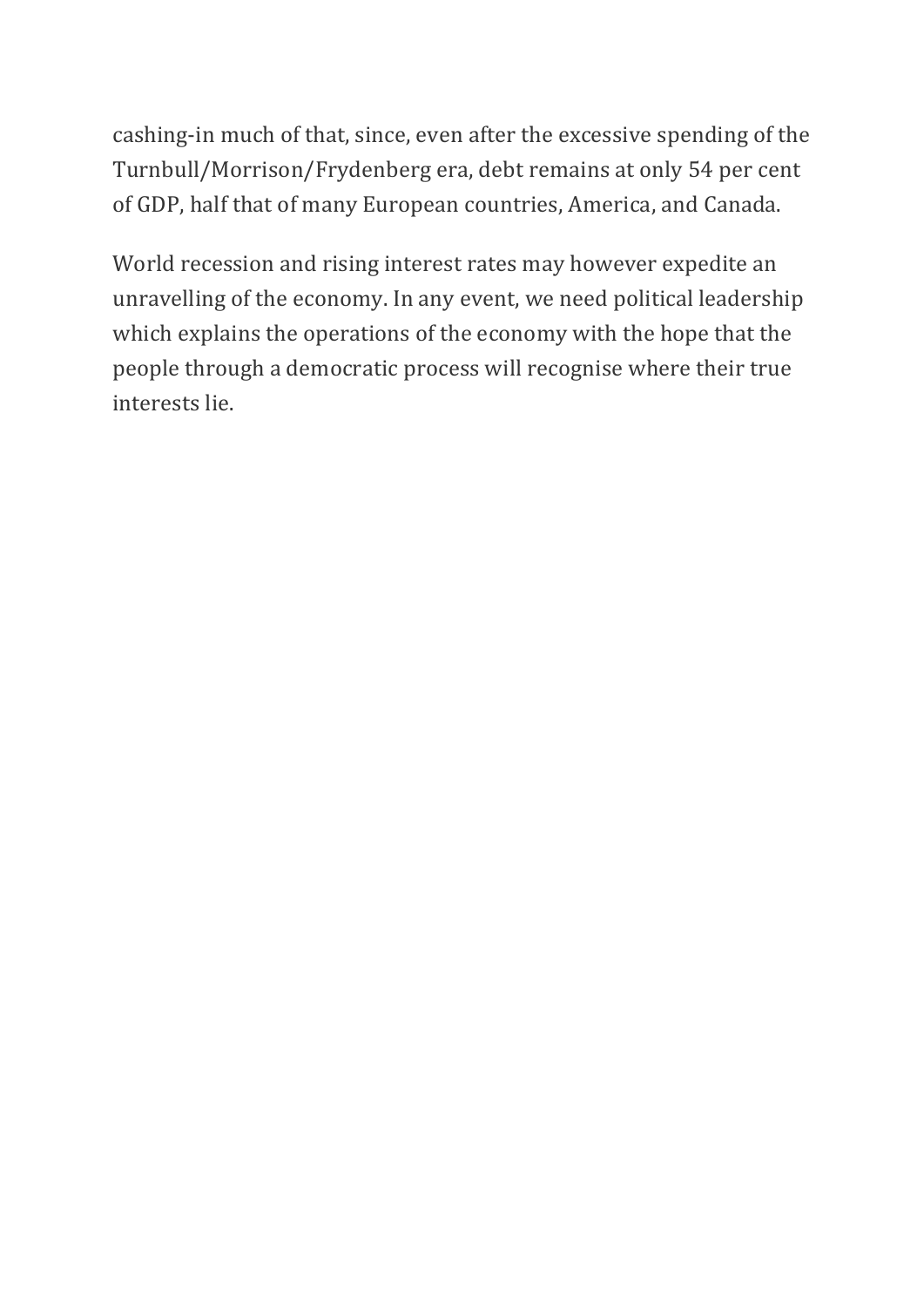cashing-in much of that, since, even after the excessive spending of the Turnbull/Morrison/Frydenberg era, debt remains at only 54 per cent of GDP, half that of many European countries, America, and Canada.

World recession and rising interest rates may however expedite an unravelling of the economy. In any event, we need political leadership which explains the operations of the economy with the hope that the people through a democratic process will recognise where their true interests lie.